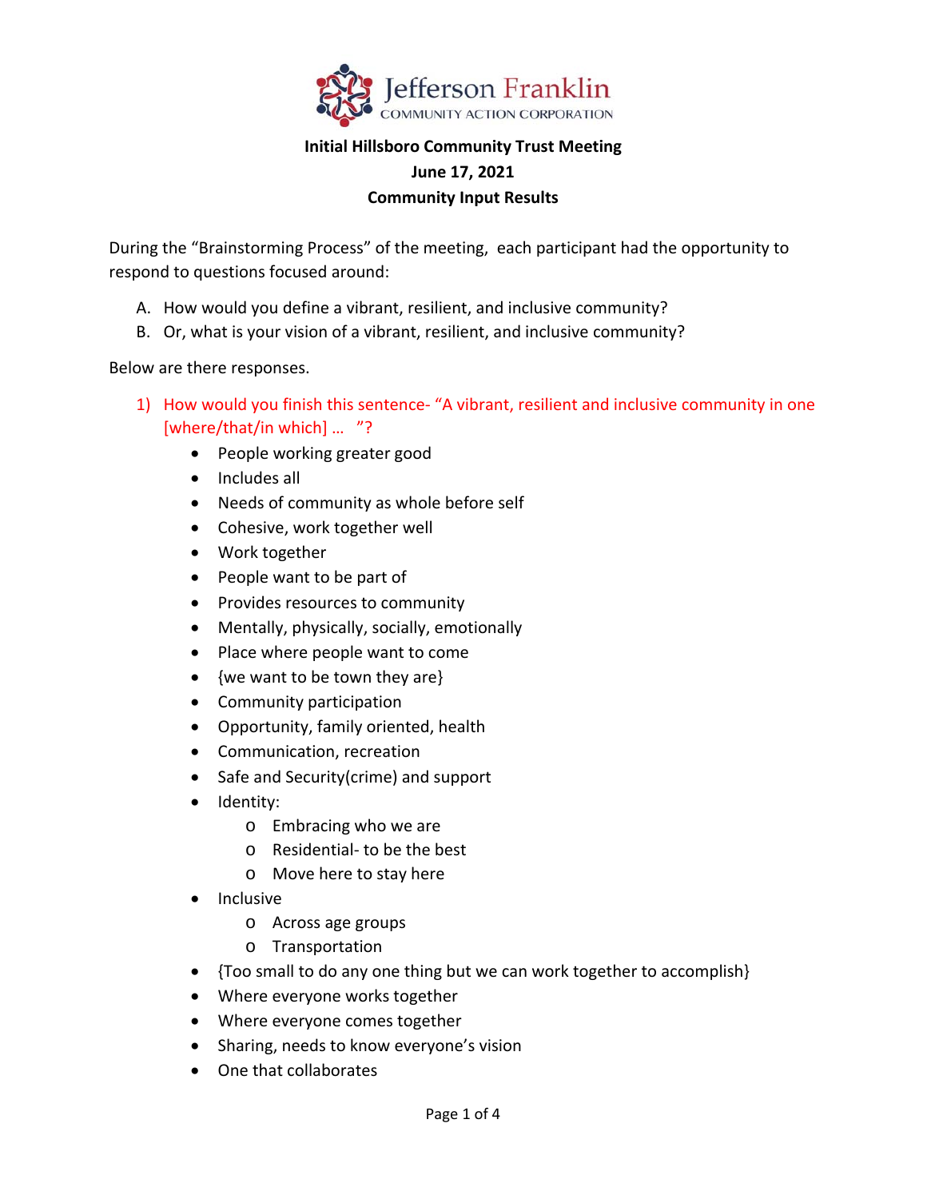Jefferson Franklin
COMMUNITY ACTION CORPORATION

**Initial Hillsboro Community Trust Meeting**

**June 17, 2021**

**Community Input Results**

During the "Brainstorming Process" of the meeting, each participant had the opportunity to respond to questions focused around:

A. How would you define a vibrant, resilient, and inclusive community?
B. Or, what is your vision of a vibrant, resilient, and inclusive community?

Below are there responses.

1) How would you finish this sentence- "A vibrant, resilient and inclusive community in one [where/that/in which] … "?
   - People working greater good
   - Includes all
   - Needs of community as whole before self
   - Cohesive, work together well
   - Work together
   - People want to be part of
   - Provides resources to community
   - Mentally, physically, socially, emotionally
   - Place where people want to come
   - {we want to be town they are}
   - Community participation
   - Opportunity, family oriented, health
   - Communication, recreation
   - Safe and Security(crime) and support
   - Identity:
     - Embracing who we are
     - Residential- to be the best
     - Move here to stay here
   - Inclusive
     - Across age groups
     - Transportation
   - {Too small to do any one thing but we can work together to accomplish}
   - Where everyone works together
   - Where everyone comes together
   - Sharing, needs to know everyone's vision
   - One that collaborates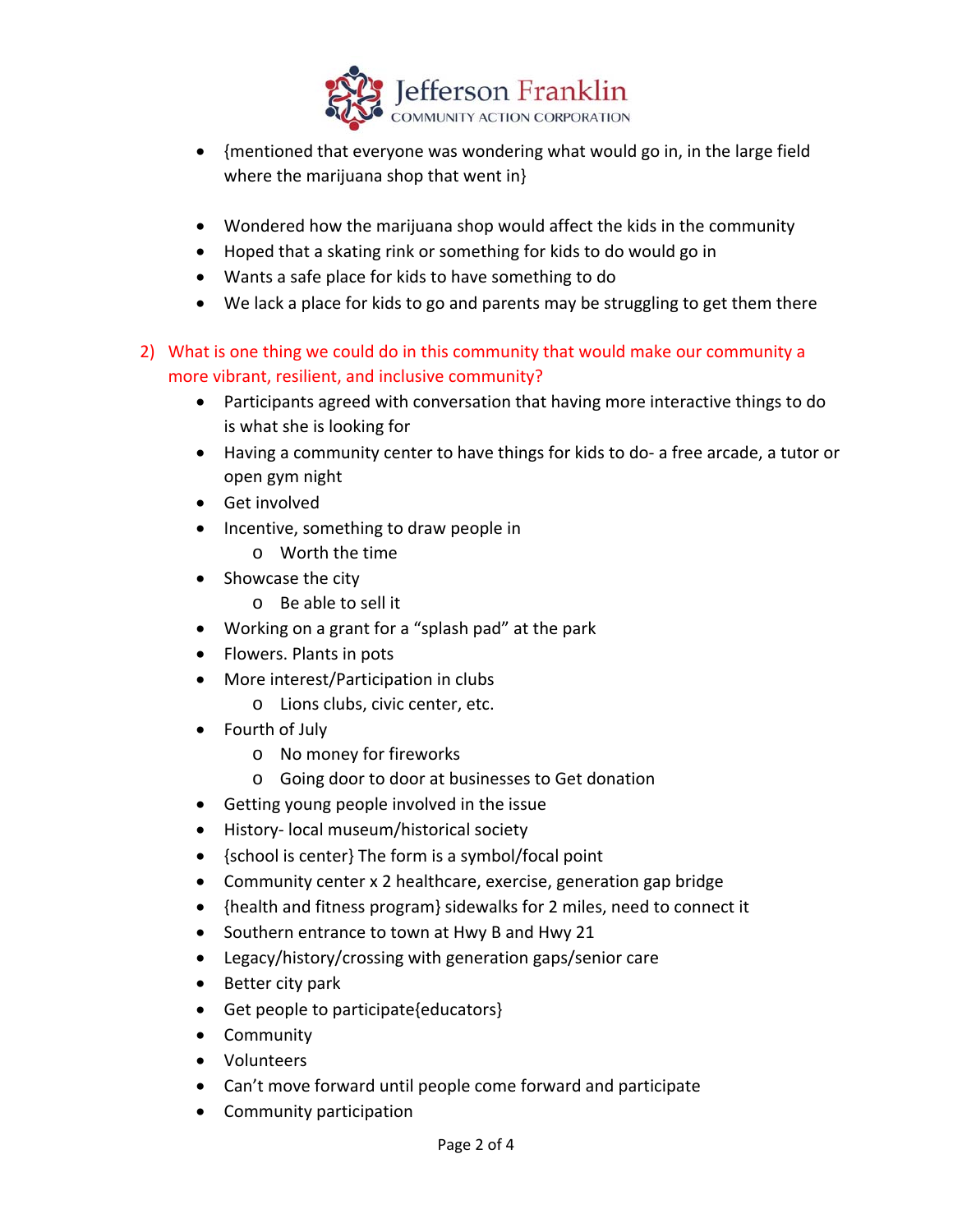- {mentioned that everyone was wondering what would go in, in the large field where the marijuana shop that went in}

- Wondered how the marijuana shop would affect the kids in the community
- Hoped that a skating rink or something for kids to do would go in
- Wants a safe place for kids to have something to do
- We lack a place for kids to go and parents may be struggling to get them there

2) What is one thing we could do in this community that would make our community a more vibrant, resilient, and inclusive community?
   - Participants agreed with conversation that having more interactive things to do is what she is looking for
   - Having a community center to have things for kids to do- a free arcade, a tutor or open gym night
   - Get involved
   - Incentive, something to draw people in
     - Worth the time
   - Showcase the city
     - Be able to sell it
   - Working on a grant for a "splash pad" at the park
   - Flowers. Plants in pots
   - More interest/Participation in clubs
     - Lions clubs, civic center, etc.
   - Fourth of July
     - No money for fireworks
     - Going door to door at businesses to Get donation
   - Getting young people involved in the issue
   - History- local museum/historical society
   - {school is center} The form is a symbol/focal point
   - Community center x 2 healthcare, exercise, generation gap bridge
   - {health and fitness program} sidewalks for 2 miles, need to connect it
   - Southern entrance to town at Hwy B and Hwy 21
   - Legacy/history/crossing with generation gaps/senior care
   - Better city park
   - Get people to participate{educators}
   - Community
   - Volunteers
   - Can't move forward until people come forward and participate
   - Community participation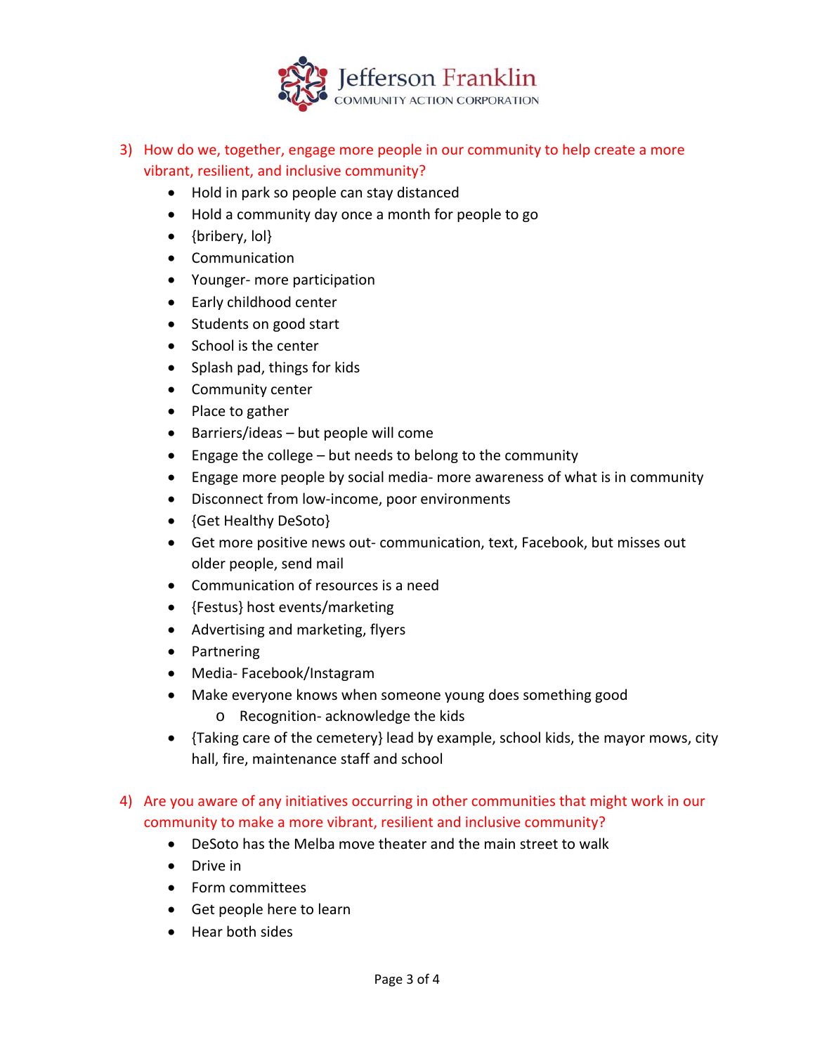3) How do we, together, engage more people in our community to help create a more vibrant, resilient, and inclusive community?
   - Hold in park so people can stay distanced
   - Hold a community day once a month for people to go
   - {bribery, lol}
   - Communication
   - Younger- more participation
   - Early childhood center
   - Students on good start
   - School is the center
   - Splash pad, things for kids
   - Community center
   - Place to gather
   - Barriers/ideas – but people will come
   - Engage the college – but needs to belong to the community
   - Engage more people by social media- more awareness of what is in community
   - Disconnect from low-income, poor environments
   - {Get Healthy DeSoto}
   - Get more positive news out- communication, text, Facebook, but misses out older people, send mail
   - Communication of resources is a need
   - {Festus} host events/marketing
   - Advertising and marketing, flyers
   - Partnering
   - Media- Facebook/Instagram
   - Make everyone knows when someone young does something good
     - Recognition- acknowledge the kids
   - {Taking care of the cemetery} lead by example, school kids, the mayor mows, city hall, fire, maintenance staff and school

4) Are you aware of any initiatives occurring in other communities that might work in our community to make a more vibrant, resilient and inclusive community?
   - DeSoto has the Melba move theater and the main street to walk
   - Drive in
   - Form committees
   - Get people here to learn
   - Hear both sides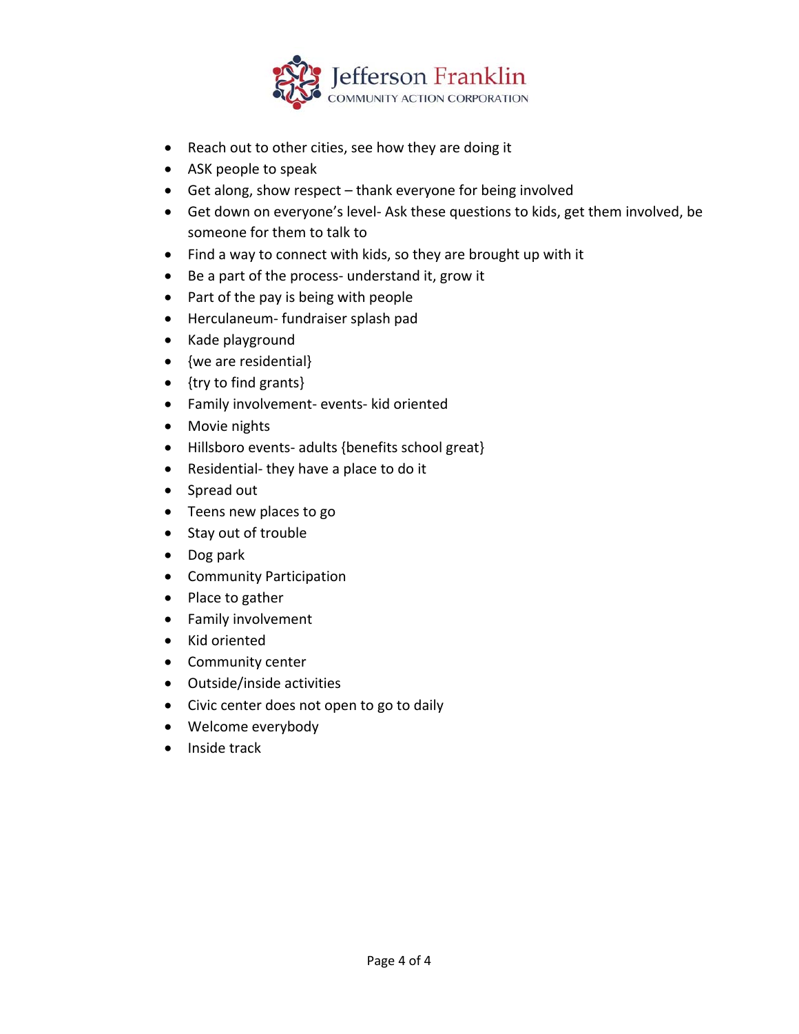- Reach out to other cities, see how they are doing it
- ASK people to speak
- Get along, show respect – thank everyone for being involved
- Get down on everyone's level- Ask these questions to kids, get them involved, be someone for them to talk to
- Find a way to connect with kids, so they are brought up with it
- Be a part of the process- understand it, grow it
- Part of the pay is being with people
- Herculaneum- fundraiser splash pad
- Kade playground
- {we are residential}
- {try to find grants}
- Family involvement- events- kid oriented
- Movie nights
- Hillsboro events- adults {benefits school great}
- Residential- they have a place to do it
- Spread out
- Teens new places to go
- Stay out of trouble
- Dog park
- Community Participation
- Place to gather
- Family involvement
- Kid oriented
- Community center
- Outside/inside activities
- Civic center does not open to go to daily
- Welcome everybody
- Inside track